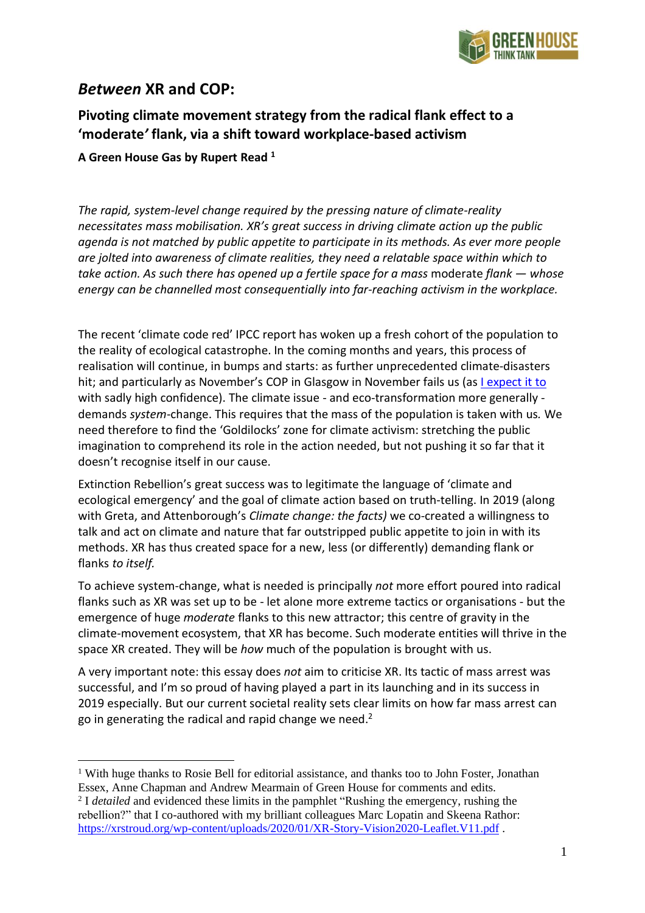# *Between* XR and COP:

## Pivoting climate movement strategy from the radical flank effect to a 'moderate*'* flank, via a shift toward workplace-based activism

**A Green House Gas by Rupert Read [1]**

*The rapid, system-level change required by the pressing nature of climate-reality necessitates mass mobilisation. XR's great success in driving climate action up the public agenda is not matched by public appetite to participate in its methods. As ever more people are jolted into awareness of climate realities, they need a relatable space within which to take action. As such there has opened up a fertile space for a mass* moderate *flank — whose energy can be channelled most consequentially into far-reaching activism in the workplace.*

The recent 'climate code red' IPCC report has woken up a fresh cohort of the population to the reality of ecological catastrophe. In the coming months and years, this process of realisation will continue, in bumps and starts: as further unprecedented climate-disasters hit; and particularly as November's COP in Glasgow in November fails us (as I expect it to with sadly high confidence). The climate issue - and eco-transformation more generally - demands *system*-change. This requires that the mass of the population is taken with us. We need therefore to find the 'Goldilocks' zone for climate activism: stretching the public imagination to comprehend its role in the action needed, but not pushing it so far that it doesn't recognise itself in our cause.

Extinction Rebellion's great success was to legitimate the language of 'climate and ecological emergency' and the goal of climate action based on truth-telling. In 2019 (along with Greta, and Attenborough's *Climate change: the facts)* we co-created a willingness to talk and act on climate and nature that far outstripped public appetite to join in with its methods. XR has thus created space for a new, less (or differently) demanding flank or flanks *to itself.*

To achieve system-change, what is needed is principally *not* more effort poured into radical flanks such as XR was set up to be - let alone more extreme tactics or organisations - but the emergence of huge *moderate* flanks to this new attractor; this centre of gravity in the climate-movement ecosystem, that XR has become. Such moderate entities will thrive in the space XR created. They will be *how* much of the population is brought with us.

A very important note: this essay does *not* aim to criticise XR. Its tactic of mass arrest was successful, and I'm so proud of having played a part in its launching and in its success in 2019 especially. But our current societal reality sets clear limits on how far mass arrest can go in generating the radical and rapid change we need.[2]

---

[1] With huge thanks to Rosie Bell for editorial assistance, and thanks too to John Foster, Jonathan Essex, Anne Chapman and Andrew Mearmain of Green House for comments and edits.

[2] I *detailed* and evidenced these limits in the pamphlet "Rushing the emergency, rushing the rebellion?" that I co-authored with my brilliant colleagues Marc Lopatin and Skeena Rathor: https://xrstroud.org/wp-content/uploads/2020/01/XR-Story-Vision2020-Leaflet.V11.pdf .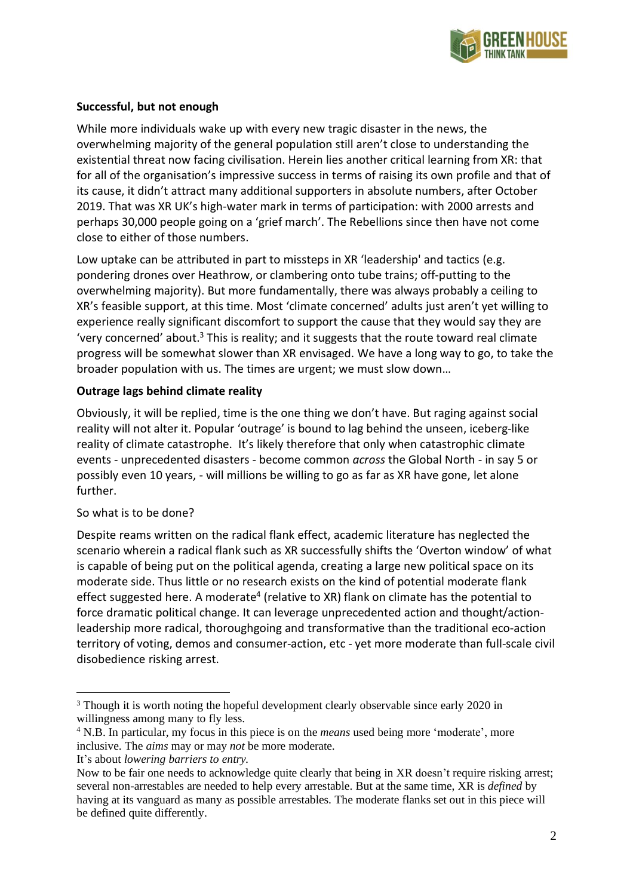**Successful, but not enough**

While more individuals wake up with every new tragic disaster in the news, the overwhelming majority of the general population still aren't close to understanding the existential threat now facing civilisation. Herein lies another critical learning from XR: that for all of the organisation's impressive success in terms of raising its own profile and that of its cause, it didn't attract many additional supporters in absolute numbers, after October 2019. That was XR UK's high-water mark in terms of participation: with 2000 arrests and perhaps 30,000 people going on a 'grief march'. The Rebellions since then have not come close to either of those numbers.

Low uptake can be attributed in part to missteps in XR 'leadership' and tactics (e.g. pondering drones over Heathrow, or clambering onto tube trains; off-putting to the overwhelming majority). But more fundamentally, there was always probably a ceiling to XR's feasible support, at this time. Most 'climate concerned' adults just aren't yet willing to experience really significant discomfort to support the cause that they would say they are 'very concerned' about.[3] This is reality; and it suggests that the route toward real climate progress will be somewhat slower than XR envisaged. We have a long way to go, to take the broader population with us. The times are urgent; we must slow down…

**Outrage lags behind climate reality**

Obviously, it will be replied, time is the one thing we don't have. But raging against social reality will not alter it. Popular 'outrage' is bound to lag behind the unseen, iceberg-like reality of climate catastrophe. It's likely therefore that only when catastrophic climate events - unprecedented disasters - become common *across* the Global North - in say 5 or possibly even 10 years, - will millions be willing to go as far as XR have gone, let alone further.

So what is to be done?

Despite reams written on the radical flank effect, academic literature has neglected the scenario wherein a radical flank such as XR successfully shifts the 'Overton window' of what is capable of being put on the political agenda, creating a large new political space on its moderate side. Thus little or no research exists on the kind of potential moderate flank effect suggested here. A moderate[4] (relative to XR) flank on climate has the potential to force dramatic political change. It can leverage unprecedented action and thought/action-leadership more radical, thoroughgoing and transformative than the traditional eco-action territory of voting, demos and consumer-action, etc - yet more moderate than full-scale civil disobedience risking arrest.

---

[3] Though it is worth noting the hopeful development clearly observable since early 2020 in willingness among many to fly less.

[4] N.B. In particular, my focus in this piece is on the *means* used being more 'moderate', more inclusive. The *aims* may or may *not* be more moderate.
It's about *lowering barriers to entry.*
Now to be fair one needs to acknowledge quite clearly that being in XR doesn't require risking arrest; several non-arrestables are needed to help every arrestable. But at the same time, XR is *defined* by having at its vanguard as many as possible arrestables. The moderate flanks set out in this piece will be defined quite differently.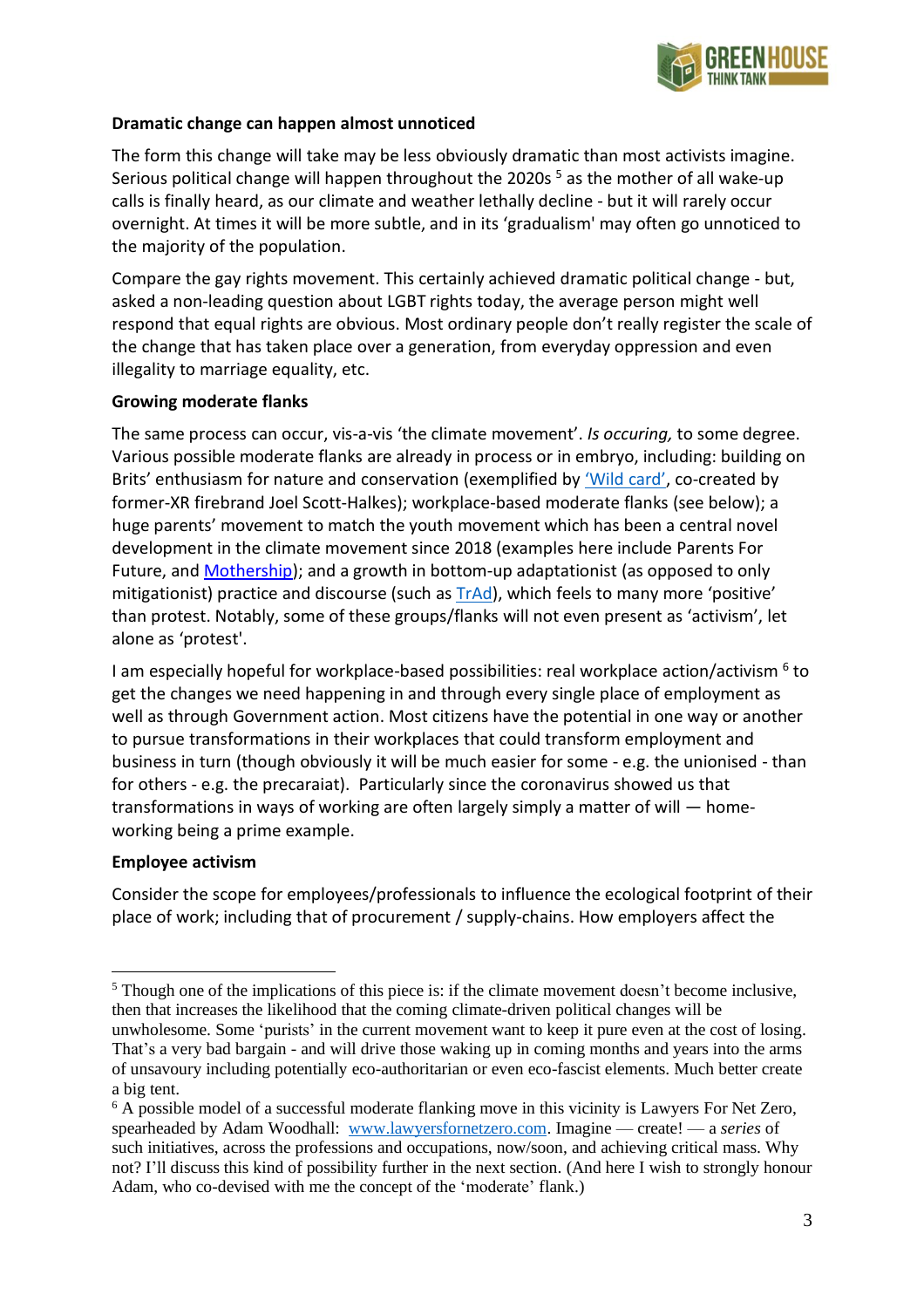**Dramatic change can happen almost unnoticed**

The form this change will take may be less obviously dramatic than most activists imagine. Serious political change will happen throughout the 2020s [5] as the mother of all wake-up calls is finally heard, as our climate and weather lethally decline - but it will rarely occur overnight. At times it will be more subtle, and in its 'gradualism' may often go unnoticed to the majority of the population.

Compare the gay rights movement. This certainly achieved dramatic political change - but, asked a non-leading question about LGBT rights today, the average person might well respond that equal rights are obvious. Most ordinary people don't really register the scale of the change that has taken place over a generation, from everyday oppression and even illegality to marriage equality, etc.

**Growing moderate flanks**

The same process can occur, vis-a-vis 'the climate movement'. *Is occuring,* to some degree. Various possible moderate flanks are already in process or in embryo, including: building on Brits' enthusiasm for nature and conservation (exemplified by 'Wild card', co-created by former-XR firebrand Joel Scott-Halkes); workplace-based moderate flanks (see below); a huge parents' movement to match the youth movement which has been a central novel development in the climate movement since 2018 (examples here include Parents For Future, and Mothership); and a growth in bottom-up adaptationist (as opposed to only mitigationist) practice and discourse (such as TrAd), which feels to many more 'positive' than protest. Notably, some of these groups/flanks will not even present as 'activism', let alone as 'protest'.

I am especially hopeful for workplace-based possibilities: real workplace action/activism [6] to get the changes we need happening in and through every single place of employment as well as through Government action. Most citizens have the potential in one way or another to pursue transformations in their workplaces that could transform employment and business in turn (though obviously it will be much easier for some - e.g. the unionised - than for others - e.g. the precaraiat). Particularly since the coronavirus showed us that transformations in ways of working are often largely simply a matter of will — home-working being a prime example.

**Employee activism**

Consider the scope for employees/professionals to influence the ecological footprint of their place of work; including that of procurement / supply-chains. How employers affect the

---

[5] Though one of the implications of this piece is: if the climate movement doesn't become inclusive, then that increases the likelihood that the coming climate-driven political changes will be unwholesome. Some 'purists' in the current movement want to keep it pure even at the cost of losing. That's a very bad bargain - and will drive those waking up in coming months and years into the arms of unsavoury including potentially eco-authoritarian or even eco-fascist elements. Much better create a big tent.

[6] A possible model of a successful moderate flanking move in this vicinity is Lawyers For Net Zero, spearheaded by Adam Woodhall: www.lawyersfornetzero.com. Imagine — create! — a *series* of such initiatives, across the professions and occupations, now/soon, and achieving critical mass. Why not? I'll discuss this kind of possibility further in the next section. (And here I wish to strongly honour Adam, who co-devised with me the concept of the 'moderate' flank.)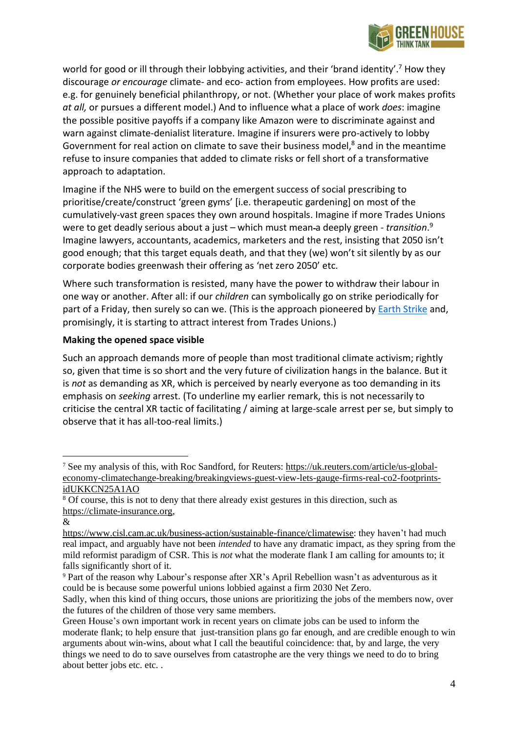world for good or ill through their lobbying activities, and their 'brand identity'.[7] How they discourage *or encourage* climate- and eco- action from employees. How profits are used: e.g. for genuinely beneficial philanthropy, or not. (Whether your place of work makes profits *at all,* or pursues a different model.) And to influence what a place of work *does*: imagine the possible positive payoffs if a company like Amazon were to discriminate against and warn against climate-denialist literature. Imagine if insurers were pro-actively to lobby Government for real action on climate to save their business model,[8] and in the meantime refuse to insure companies that added to climate risks or fell short of a transformative approach to adaptation.

Imagine if the NHS were to build on the emergent success of social prescribing to prioritise/create/construct 'green gyms' [i.e. therapeutic gardening] on most of the cumulatively-vast green spaces they own around hospitals. Imagine if more Trades Unions were to get deadly serious about a just – which must mean a deeply green - *transition*.[9] Imagine lawyers, accountants, academics, marketers and the rest, insisting that 2050 isn't good enough; that this target equals death, and that they (we) won't sit silently by as our corporate bodies greenwash their offering as 'net zero 2050' etc.

Where such transformation is resisted, many have the power to withdraw their labour in one way or another. After all: if our *children* can symbolically go on strike periodically for part of a Friday, then surely so can we. (This is the approach pioneered by Earth Strike and, promisingly, it is starting to attract interest from Trades Unions.)

**Making the opened space visible**

Such an approach demands more of people than most traditional climate activism; rightly so, given that time is so short and the very future of civilization hangs in the balance. But it is *not* as demanding as XR, which is perceived by nearly everyone as too demanding in its emphasis on *seeking* arrest. (To underline my earlier remark, this is not necessarily to criticise the central XR tactic of facilitating / aiming at large-scale arrest per se, but simply to observe that it has all-too-real limits.)

---

[7] See my analysis of this, with Roc Sandford, for Reuters: https://uk.reuters.com/article/us-global-economy-climatechange-breaking/breakingviews-guest-view-lets-gauge-firms-real-co2-footprints-idUKKCN25A1AO

[8] Of course, this is not to deny that there already exist gestures in this direction, such as https://climate-insurance.org,
&
https://www.cisl.cam.ac.uk/business-action/sustainable-finance/climatewise: they haven't had much real impact, and arguably have not been *intended* to have any dramatic impact, as they spring from the mild reformist paradigm of CSR. This is *not* what the moderate flank I am calling for amounts to; it falls significantly short of it.

[9] Part of the reason why Labour's response after XR's April Rebellion wasn't as adventurous as it could be is because some powerful unions lobbied against a firm 2030 Net Zero.
Sadly, when this kind of thing occurs, those unions are prioritizing the jobs of the members now, over the futures of the children of those very same members.
Green House's own important work in recent years on climate jobs can be used to inform the moderate flank; to help ensure that just-transition plans go far enough, and are credible enough to win arguments about win-wins, about what I call the beautiful coincidence: that, by and large, the very things we need to do to save ourselves from catastrophe are the very things we need to do to bring about better jobs etc. etc. .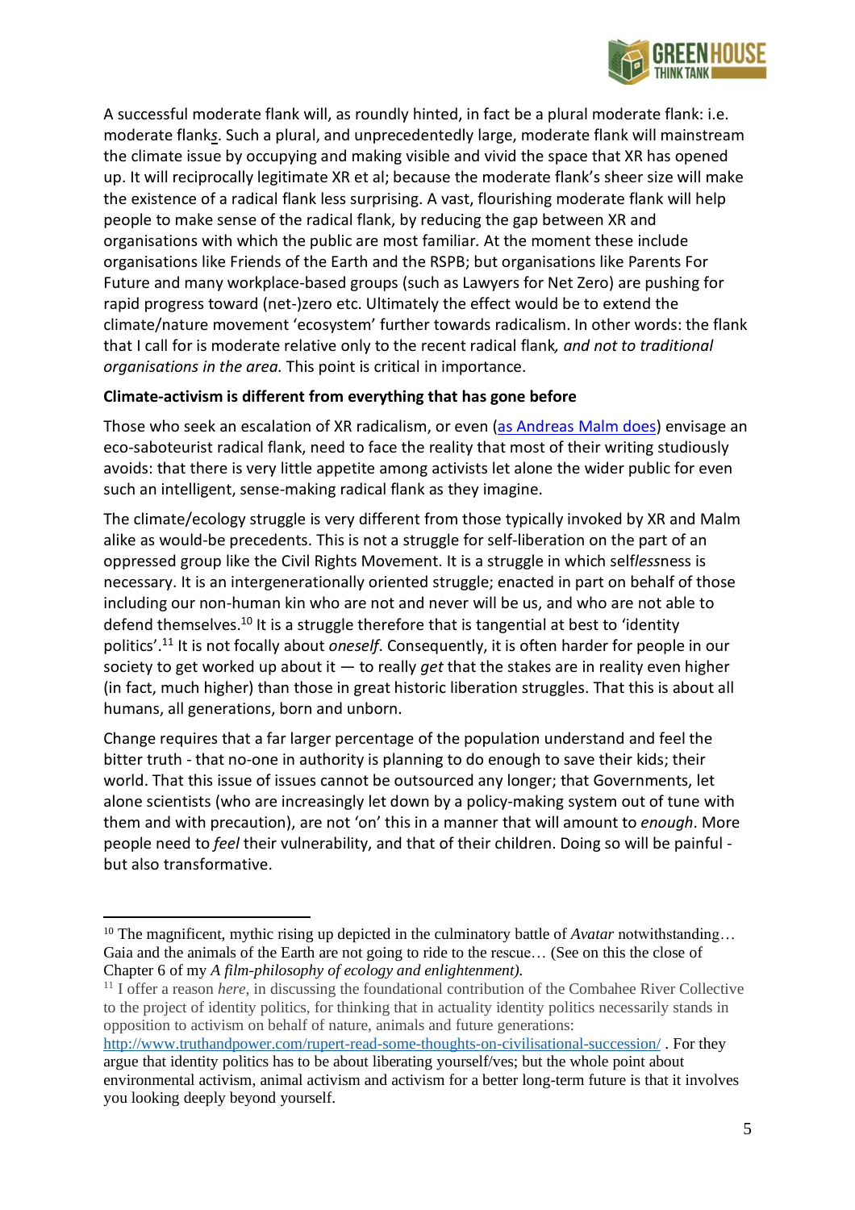A successful moderate flank will, as roundly hinted, in fact be a plural moderate flank: i.e. moderate flank*s*. Such a plural, and unprecedentedly large, moderate flank will mainstream the climate issue by occupying and making visible and vivid the space that XR has opened up. It will reciprocally legitimate XR et al; because the moderate flank's sheer size will make the existence of a radical flank less surprising. A vast, flourishing moderate flank will help people to make sense of the radical flank, by reducing the gap between XR and organisations with which the public are most familiar. At the moment these include organisations like Friends of the Earth and the RSPB; but organisations like Parents For Future and many workplace-based groups (such as Lawyers for Net Zero) are pushing for rapid progress toward (net-)zero etc. Ultimately the effect would be to extend the climate/nature movement 'ecosystem' further towards radicalism. In other words: the flank that I call for is moderate relative only to the recent radical flank*, and not to traditional organisations in the area.* This point is critical in importance.

**Climate-activism is different from everything that has gone before**

Those who seek an escalation of XR radicalism, or even (as Andreas Malm does) envisage an eco-saboteurist radical flank, need to face the reality that most of their writing studiously avoids: that there is very little appetite among activists let alone the wider public for even such an intelligent, sense-making radical flank as they imagine.

The climate/ecology struggle is very different from those typically invoked by XR and Malm alike as would-be precedents. This is not a struggle for self-liberation on the part of an oppressed group like the Civil Rights Movement. It is a struggle in which self*less*ness is necessary. It is an intergenerationally oriented struggle; enacted in part on behalf of those including our non-human kin who are not and never will be us, and who are not able to defend themselves.[10] It is a struggle therefore that is tangential at best to 'identity politics'.[11] It is not focally about *oneself*. Consequently, it is often harder for people in our society to get worked up about it — to really *get* that the stakes are in reality even higher (in fact, much higher) than those in great historic liberation struggles. That this is about all humans, all generations, born and unborn.

Change requires that a far larger percentage of the population understand and feel the bitter truth - that no-one in authority is planning to do enough to save their kids; their world. That this issue of issues cannot be outsourced any longer; that Governments, let alone scientists (who are increasingly let down by a policy-making system out of tune with them and with precaution), are not 'on' this in a manner that will amount to *enough*. More people need to *feel* their vulnerability, and that of their children. Doing so will be painful - but also transformative.

---

[10] The magnificent, mythic rising up depicted in the culminatory battle of *Avatar* notwithstanding… Gaia and the animals of the Earth are not going to ride to the rescue… (See on this the close of Chapter 6 of my *A film-philosophy of ecology and enlightenment).*

[11] I offer a reason *here*, in discussing the foundational contribution of the Combahee River Collective to the project of identity politics, for thinking that in actuality identity politics necessarily stands in opposition to activism on behalf of nature, animals and future generations: http://www.truthandpower.com/rupert-read-some-thoughts-on-civilisational-succession/ . For they argue that identity politics has to be about liberating yourself/ves; but the whole point about environmental activism, animal activism and activism for a better long-term future is that it involves you looking deeply beyond yourself.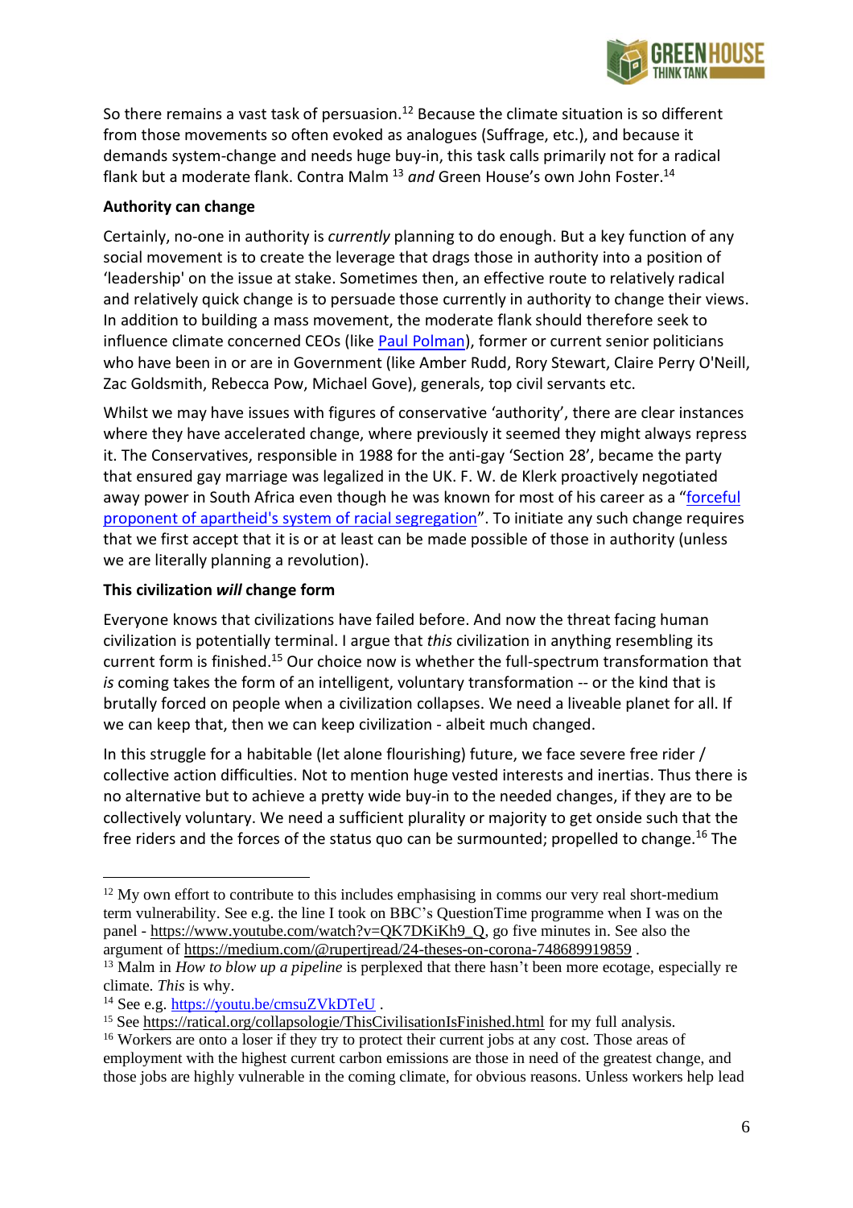So there remains a vast task of persuasion.[12] Because the climate situation is so different from those movements so often evoked as analogues (Suffrage, etc.), and because it demands system-change and needs huge buy-in, this task calls primarily not for a radical flank but a moderate flank. Contra Malm [13] *and* Green House's own John Foster.[14]

**Authority can change**

Certainly, no-one in authority is *currently* planning to do enough. But a key function of any social movement is to create the leverage that drags those in authority into a position of 'leadership' on the issue at stake. Sometimes then, an effective route to relatively radical and relatively quick change is to persuade those currently in authority to change their views. In addition to building a mass movement, the moderate flank should therefore seek to influence climate concerned CEOs (like Paul Polman), former or current senior politicians who have been in or are in Government (like Amber Rudd, Rory Stewart, Claire Perry O'Neill, Zac Goldsmith, Rebecca Pow, Michael Gove), generals, top civil servants etc.

Whilst we may have issues with figures of conservative 'authority', there are clear instances where they have accelerated change, where previously it seemed they might always repress it. The Conservatives, responsible in 1988 for the anti-gay 'Section 28', became the party that ensured gay marriage was legalized in the UK. F. W. de Klerk proactively negotiated away power in South Africa even though he was known for most of his career as a "forceful proponent of apartheid's system of racial segregation". To initiate any such change requires that we first accept that it is or at least can be made possible of those in authority (unless we are literally planning a revolution).

**This civilization *will* change form**

Everyone knows that civilizations have failed before. And now the threat facing human civilization is potentially terminal. I argue that *this* civilization in anything resembling its current form is finished.[15] Our choice now is whether the full-spectrum transformation that *is* coming takes the form of an intelligent, voluntary transformation -- or the kind that is brutally forced on people when a civilization collapses. We need a liveable planet for all. If we can keep that, then we can keep civilization - albeit much changed.

In this struggle for a habitable (let alone flourishing) future, we face severe free rider / collective action difficulties. Not to mention huge vested interests and inertias. Thus there is no alternative but to achieve a pretty wide buy-in to the needed changes, if they are to be collectively voluntary. We need a sufficient plurality or majority to get onside such that the free riders and the forces of the status quo can be surmounted; propelled to change.[16] The

---

[12] My own effort to contribute to this includes emphasising in comms our very real short-medium term vulnerability. See e.g. the line I took on BBC's QuestionTime programme when I was on the panel - https://www.youtube.com/watch?v=QK7DKiKh9_Q, go five minutes in. See also the argument of https://medium.com/@rupertjread/24-theses-on-corona-748689919859 .

[13] Malm in *How to blow up a pipeline* is perplexed that there hasn't been more ecotage, especially re climate. *This* is why.

[14] See e.g. https://youtu.be/cmsuZVkDTeU .

[15] See https://ratical.org/collapsologie/ThisCivilisationIsFinished.html for my full analysis.

[16] Workers are onto a loser if they try to protect their current jobs at any cost. Those areas of employment with the highest current carbon emissions are those in need of the greatest change, and those jobs are highly vulnerable in the coming climate, for obvious reasons. Unless workers help lead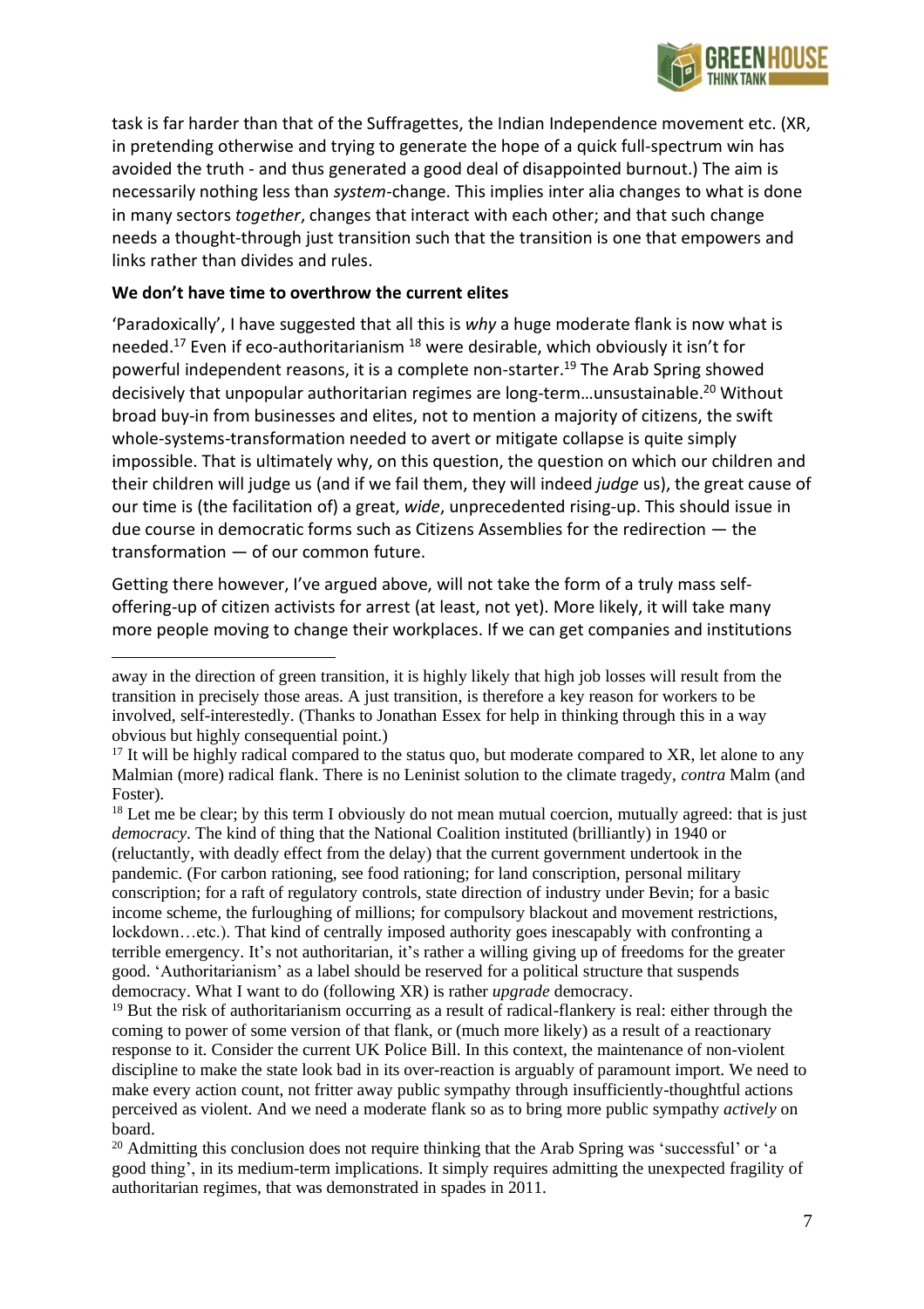task is far harder than that of the Suffragettes, the Indian Independence movement etc. (XR, in pretending otherwise and trying to generate the hope of a quick full-spectrum win has avoided the truth - and thus generated a good deal of disappointed burnout.) The aim is necessarily nothing less than *system*-change. This implies inter alia changes to what is done in many sectors *together*, changes that interact with each other; and that such change needs a thought-through just transition such that the transition is one that empowers and links rather than divides and rules.

**We don't have time to overthrow the current elites**

'Paradoxically', I have suggested that all this is *why* a huge moderate flank is now what is needed.[17] Even if eco-authoritarianism [18] were desirable, which obviously it isn't for powerful independent reasons, it is a complete non-starter.[19] The Arab Spring showed decisively that unpopular authoritarian regimes are long-term…unsustainable.[20] Without broad buy-in from businesses and elites, not to mention a majority of citizens, the swift whole-systems-transformation needed to avert or mitigate collapse is quite simply impossible. That is ultimately why, on this question, the question on which our children and their children will judge us (and if we fail them, they will indeed *judge* us), the great cause of our time is (the facilitation of) a great, *wide*, unprecedented rising-up. This should issue in due course in democratic forms such as Citizens Assemblies for the redirection — the transformation — of our common future.

Getting there however, I've argued above, will not take the form of a truly mass self-offering-up of citizen activists for arrest (at least, not yet). More likely, it will take many more people moving to change their workplaces. If we can get companies and institutions

---

away in the direction of green transition, it is highly likely that high job losses will result from the transition in precisely those areas. A just transition, is therefore a key reason for workers to be involved, self-interestedly. (Thanks to Jonathan Essex for help in thinking through this in a way obvious but highly consequential point.)

[17] It will be highly radical compared to the status quo, but moderate compared to XR, let alone to any Malmian (more) radical flank. There is no Leninist solution to the climate tragedy, *contra* Malm (and Foster).

[18] Let me be clear; by this term I obviously do not mean mutual coercion, mutually agreed: that is just *democracy*. The kind of thing that the National Coalition instituted (brilliantly) in 1940 or (reluctantly, with deadly effect from the delay) that the current government undertook in the pandemic. (For carbon rationing, see food rationing; for land conscription, personal military conscription; for a raft of regulatory controls, state direction of industry under Bevin; for a basic income scheme, the furloughing of millions; for compulsory blackout and movement restrictions, lockdown…etc.). That kind of centrally imposed authority goes inescapably with confronting a terrible emergency. It's not authoritarian, it's rather a willing giving up of freedoms for the greater good. 'Authoritarianism' as a label should be reserved for a political structure that suspends democracy. What I want to do (following XR) is rather *upgrade* democracy.

[19] But the risk of authoritarianism occurring as a result of radical-flankery is real: either through the coming to power of some version of that flank, or (much more likely) as a result of a reactionary response to it. Consider the current UK Police Bill. In this context, the maintenance of non-violent discipline to make the state look bad in its over-reaction is arguably of paramount import. We need to make every action count, not fritter away public sympathy through insufficiently-thoughtful actions perceived as violent. And we need a moderate flank so as to bring more public sympathy *actively* on board.

[20] Admitting this conclusion does not require thinking that the Arab Spring was 'successful' or 'a good thing', in its medium-term implications. It simply requires admitting the unexpected fragility of authoritarian regimes, that was demonstrated in spades in 2011.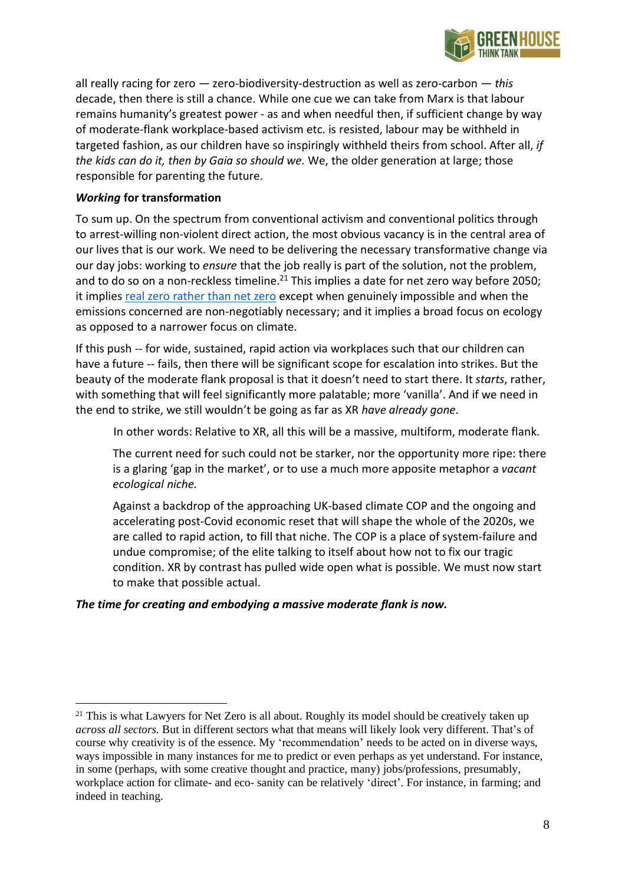all really racing for zero — zero-biodiversity-destruction as well as zero-carbon — *this* decade, then there is still a chance. While one cue we can take from Marx is that labour remains humanity's greatest power - as and when needful then, if sufficient change by way of moderate-flank workplace-based activism etc. is resisted, labour may be withheld in targeted fashion, as our children have so inspiringly withheld theirs from school. After all, *if the kids can do it, then by Gaia so should we.* We, the older generation at large; those responsible for parenting the future.

***Working* for transformation**

To sum up. On the spectrum from conventional activism and conventional politics through to arrest-willing non-violent direct action, the most obvious vacancy is in the central area of our lives that is our work. We need to be delivering the necessary transformative change via our day jobs: working to *ensure* that the job really is part of the solution, not the problem, and to do so on a non-reckless timeline.[21] This implies a date for net zero way before 2050; it implies real zero rather than net zero except when genuinely impossible and when the emissions concerned are non-negotiably necessary; and it implies a broad focus on ecology as opposed to a narrower focus on climate.

If this push -- for wide, sustained, rapid action via workplaces such that our children can have a future -- fails, then there will be significant scope for escalation into strikes. But the beauty of the moderate flank proposal is that it doesn't need to start there. It *starts*, rather, with something that will feel significantly more palatable; more 'vanilla'. And if we need in the end to strike, we still wouldn't be going as far as XR *have already gone*.

> In other words: Relative to XR, all this will be a massive, multiform, moderate flank.
>
> The current need for such could not be starker, nor the opportunity more ripe: there is a glaring 'gap in the market', or to use a much more apposite metaphor a *vacant ecological niche.*
>
> Against a backdrop of the approaching UK-based climate COP and the ongoing and accelerating post-Covid economic reset that will shape the whole of the 2020s, we are called to rapid action, to fill that niche. The COP is a place of system-failure and undue compromise; of the elite talking to itself about how not to fix our tragic condition. XR by contrast has pulled wide open what is possible. We must now start to make that possible actual.

***The time for creating and embodying a massive moderate flank is now.***

---

[21] This is what Lawyers for Net Zero is all about. Roughly its model should be creatively taken up *across all sectors.* But in different sectors what that means will likely look very different. That's of course why creativity is of the essence. My 'recommendation' needs to be acted on in diverse ways, ways impossible in many instances for me to predict or even perhaps as yet understand. For instance, in some (perhaps, with some creative thought and practice, many) jobs/professions, presumably, workplace action for climate- and eco- sanity can be relatively 'direct'. For instance, in farming; and indeed in teaching.